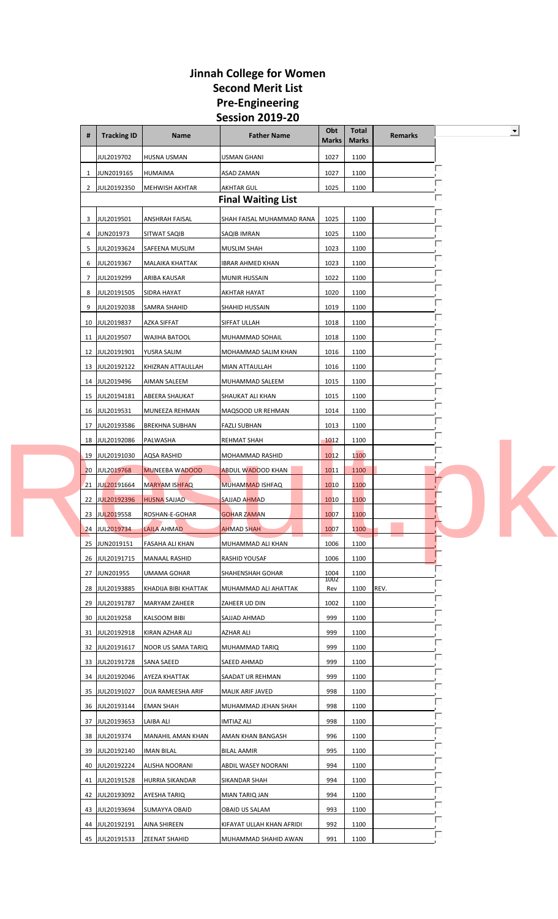# Jinnah College for Women
## Second Merit List
## Pre-Engineering
## Session 2019-20

| # | Tracking ID | Name | Father Name | Obt Marks | Total Marks | Remarks |
|---|---|---|---|---|---|---|
| | JUL2019702 | HUSNA USMAN | USMAN GHANI | 1027 | 1100 | |
| 1 | JUN2019165 | HUMAIMA | ASAD ZAMAN | 1027 | 1100 | |
| 2 | JUL20192350 | MEHWISH AKHTAR | AKHTAR GUL | 1025 | 1100 | |
| | | | **Final Waiting List** | | | |
| 3 | JUL2019501 | ANSHRAH FAISAL | SHAH FAISAL MUHAMMAD RANA | 1025 | 1100 | |
| 4 | JUN201973 | SITWAT SAQIB | SAQIB IMRAN | 1025 | 1100 | |
| 5 | JUL20193624 | SAFEENA MUSLIM | MUSLIM SHAH | 1023 | 1100 | |
| 6 | JUL2019367 | MALAIKA KHATTAK | IBRAR AHMED KHAN | 1023 | 1100 | |
| 7 | JUL2019299 | ARIBA KAUSAR | MUNIR HUSSAIN | 1022 | 1100 | |
| 8 | JUL20191505 | SIDRA HAYAT | AKHTAR HAYAT | 1020 | 1100 | |
| 9 | JUL20192038 | SAMRA SHAHID | SHAHID HUSSAIN | 1019 | 1100 | |
| 10 | JUL2019837 | AZKA SIFFAT | SIFFAT ULLAH | 1018 | 1100 | |
| 11 | JUL2019507 | WAJIHA BATOOL | MUHAMMAD SOHAIL | 1018 | 1100 | |
| 12 | JUL20191901 | YUSRA SALIM | MOHAMMAD SALIM KHAN | 1016 | 1100 | |
| 13 | JUL20192122 | KHIZRAN ATTAULLAH | MIAN ATTAULLAH | 1016 | 1100 | |
| 14 | JUL2019496 | AIMAN SALEEM | MUHAMMAD SALEEM | 1015 | 1100 | |
| 15 | JUL20194181 | ABEERA SHAUKAT | SHAUKAT ALI KHAN | 1015 | 1100 | |
| 16 | JUL2019531 | MUNEEZA REHMAN | MAQSOOD UR REHMAN | 1014 | 1100 | |
| 17 | JUL20193586 | BREKHNA SUBHAN | FAZLI SUBHAN | 1013 | 1100 | |
| 18 | JUL20192086 | PALWASHA | REHMAT SHAH | 1012 | 1100 | |
| 19 | JUL20191030 | AQSA RASHID | MOHAMMAD RASHID | 1012 | 1100 | |
| 20 | JUL2019768 | MUNEEBA WADOOD | ABDUL WADOOD KHAN | 1011 | 1100 | |
| 21 | JUL20191664 | MARYAM ISHFAQ | MUHAMMAD ISHFAQ | 1010 | 1100 | |
| 22 | JUL20192396 | HUSNA SAJJAD | SAJJAD AHMAD | 1010 | 1100 | |
| 23 | JUL2019558 | ROSHAN-E-GOHAR | GOHAR ZAMAN | 1007 | 1100 | |
| 24 | JUL2019734 | LAILA AHMAD | AHMAD SHAH | 1007 | 1100 | |
| 25 | JUN2019151 | FASAHA ALI KHAN | MUHAMMAD ALI KHAN | 1006 | 1100 | |
| 26 | JUL20191715 | MANAAL RASHID | RASHID YOUSAF | 1006 | 1100 | |
| 27 | JUN201955 | UMAMA GOHAR | SHAHENSHAH GOHAR | 1004 | 1100 | |
| 28 | JUL20193885 | KHADIJA BIBI KHATTAK | MUHAMMAD ALI AHATTAK | 1002 Rev | 1100 | REV. |
| 29 | JUL20191787 | MARYAM ZAHEER | ZAHEER UD DIN | 1002 | 1100 | |
| 30 | JUL2019258 | KALSOOM BIBI | SAJJAD AHMAD | 999 | 1100 | |
| 31 | JUL20192918 | KIRAN AZHAR ALI | AZHAR ALI | 999 | 1100 | |
| 32 | JUL20191617 | NOOR US SAMA TARIQ | MUHAMMAD TARIQ | 999 | 1100 | |
| 33 | JUL20191728 | SANA SAEED | SAEED AHMAD | 999 | 1100 | |
| 34 | JUL20192046 | AYEZA KHATTAK | SAADAT UR REHMAN | 999 | 1100 | |
| 35 | JUL20191027 | DUA RAMEESHA ARIF | MALIK ARIF JAVED | 998 | 1100 | |
| 36 | JUL20193144 | EMAN SHAH | MUHAMMAD JEHAN SHAH | 998 | 1100 | |
| 37 | JUL20193653 | LAIBA ALI | IMTIAZ ALI | 998 | 1100 | |
| 38 | JUL2019374 | MANAHIL AMAN KHAN | AMAN KHAN BANGASH | 996 | 1100 | |
| 39 | JUL20192140 | IMAN BILAL | BILAL AAMIR | 995 | 1100 | |
| 40 | JUL20192224 | ALISHA NOORANI | ABDIL WASEY NOORANI | 994 | 1100 | |
| 41 | JUL20191528 | HURRIA SIKANDAR | SIKANDAR SHAH | 994 | 1100 | |
| 42 | JUL20193092 | AYESHA TARIQ | MIAN TARIQ JAN | 994 | 1100 | |
| 43 | JUL20193694 | SUMAYYA OBAID | OBAID US SALAM | 993 | 1100 | |
| 44 | JUL20192191 | AINA SHIREEN | KIFAYAT ULLAH KHAN AFRIDI | 992 | 1100 | |
| 45 | JUL20191533 | ZEENAT SHAHID | MUHAMMAD SHAHID AWAN | 991 | 1100 | |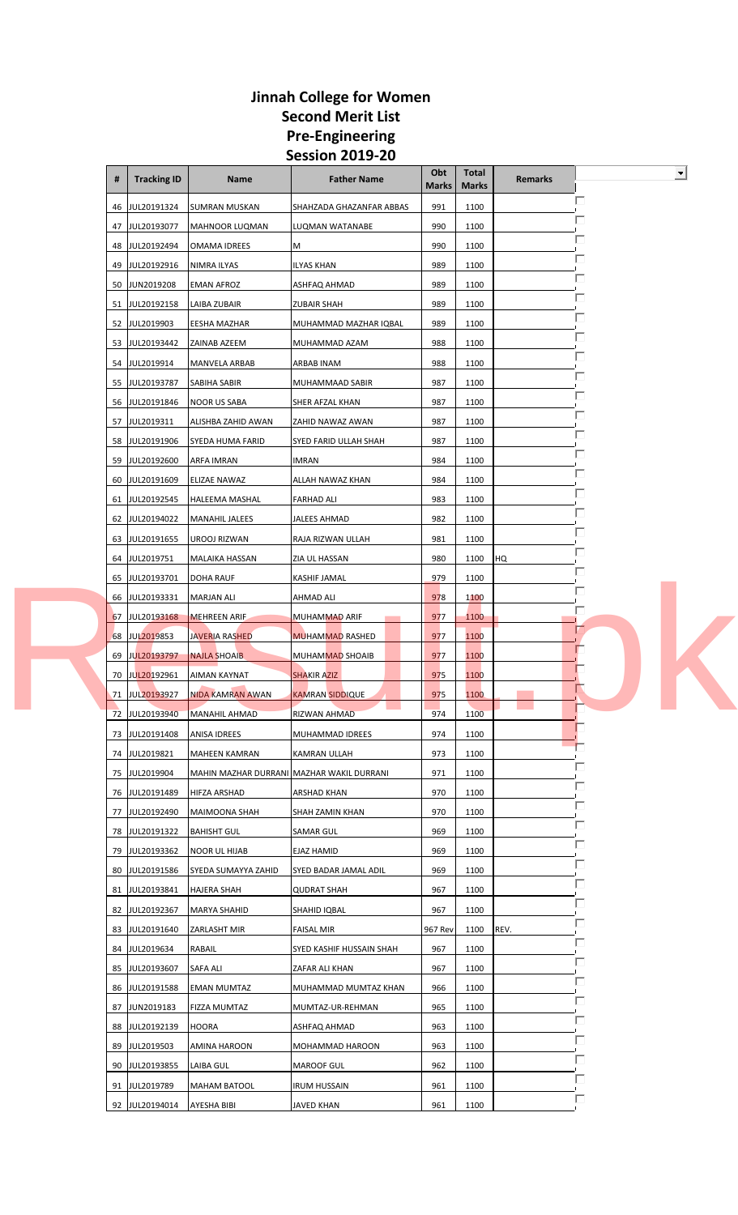# Jinnah College for Women
## Second Merit List
## Pre-Engineering
## Session 2019-20

| # | Tracking ID | Name | Father Name | Obt Marks | Total Marks | Remarks |
|---|---|---|---|---|---|---|
| 46 | JUL20191324 | SUMRAN MUSKAN | SHAHZADA GHAZANFAR ABBAS | 991 | 1100 | |
| 47 | JUL20193077 | MAHNOOR LUQMAN | LUQMAN WATANABE | 990 | 1100 | |
| 48 | JUL20192494 | OMAMA IDREES | M | 990 | 1100 | |
| 49 | JUL20192916 | NIMRA ILYAS | ILYAS KHAN | 989 | 1100 | |
| 50 | JUN2019208 | EMAN AFROZ | ASHFAQ AHMAD | 989 | 1100 | |
| 51 | JUL20192158 | LAIBA ZUBAIR | ZUBAIR SHAH | 989 | 1100 | |
| 52 | JUL2019903 | EESHA MAZHAR | MUHAMMAD MAZHAR IQBAL | 989 | 1100 | |
| 53 | JUL20193442 | ZAINAB AZEEM | MUHAMMAD AZAM | 988 | 1100 | |
| 54 | JUL2019914 | MANVELA ARBAB | ARBAB INAM | 988 | 1100 | |
| 55 | JUL20193787 | SABIHA SABIR | MUHAMMAAD SABIR | 987 | 1100 | |
| 56 | JUL20191846 | NOOR US SABA | SHER AFZAL KHAN | 987 | 1100 | |
| 57 | JUL2019311 | ALISHBA ZAHID AWAN | ZAHID NAWAZ AWAN | 987 | 1100 | |
| 58 | JUL20191906 | SYEDA HUMA FARID | SYED FARID ULLAH SHAH | 987 | 1100 | |
| 59 | JUL20192600 | ARFA IMRAN | IMRAN | 984 | 1100 | |
| 60 | JUL20191609 | ELIZAE NAWAZ | ALLAH NAWAZ KHAN | 984 | 1100 | |
| 61 | JUL20192545 | HALEEMA MASHAL | FARHAD ALI | 983 | 1100 | |
| 62 | JUL20194022 | MANAHIL JALEES | JALEES AHMAD | 982 | 1100 | |
| 63 | JUL20191655 | UROOJ RIZWAN | RAJA RIZWAN ULLAH | 981 | 1100 | |
| 64 | JUL2019751 | MALAIKA HASSAN | ZIA UL HASSAN | 980 | 1100 | HQ |
| 65 | JUL20193701 | DOHA RAUF | KASHIF JAMAL | 979 | 1100 | |
| 66 | JUL20193331 | MARJAN ALI | AHMAD ALI | 978 | 1100 | |
| 67 | JUL20193168 | MEHREEN ARIF | MUHAMMAD ARIF | 977 | 1100 | |
| 68 | JUL2019853 | JAVERIA RASHED | MUHAMMAD RASHED | 977 | 1100 | |
| 69 | JUL20193797 | NAJLA SHOAIB | MUHAMMAD SHOAIB | 977 | 1100 | |
| 70 | JUL20192961 | AIMAN KAYNAT | SHAKIR AZIZ | 975 | 1100 | |
| 71 | JUL20193927 | NIDA KAMRAN AWAN | KAMRAN SIDDIQUE | 975 | 1100 | |
| 72 | JUL20193940 | MANAHIL AHMAD | RIZWAN AHMAD | 974 | 1100 | |
| 73 | JUL20191408 | ANISA IDREES | MUHAMMAD IDREES | 974 | 1100 | |
| 74 | JUL2019821 | MAHEEN KAMRAN | KAMRAN ULLAH | 973 | 1100 | |
| 75 | JUL2019904 | MAHIN MAZHAR DURRANI | MAZHAR WAKIL DURRANI | 971 | 1100 | |
| 76 | JUL20191489 | HIFZA ARSHAD | ARSHAD KHAN | 970 | 1100 | |
| 77 | JUL20192490 | MAIMOONA SHAH | SHAH ZAMIN KHAN | 970 | 1100 | |
| 78 | JUL20191322 | BAHISHT GUL | SAMAR GUL | 969 | 1100 | |
| 79 | JUL20193362 | NOOR UL HIJAB | EJAZ HAMID | 969 | 1100 | |
| 80 | JUL20191586 | SYEDA SUMAYYA ZAHID | SYED BADAR JAMAL ADIL | 969 | 1100 | |
| 81 | JUL20193841 | HAJERA SHAH | QUDRAT SHAH | 967 | 1100 | |
| 82 | JUL20192367 | MARYA SHAHID | SHAHID IQBAL | 967 | 1100 | |
| 83 | JUL20191640 | ZARLASHT MIR | FAISAL MIR | 967 Rev | 1100 | REV. |
| 84 | JUL2019634 | RABAIL | SYED KASHIF HUSSAIN SHAH | 967 | 1100 | |
| 85 | JUL20193607 | SAFA ALI | ZAFAR ALI KHAN | 967 | 1100 | |
| 86 | JUL20191588 | EMAN MUMTAZ | MUHAMMAD MUMTAZ KHAN | 966 | 1100 | |
| 87 | JUN2019183 | FIZZA MUMTAZ | MUMTAZ-UR-REHMAN | 965 | 1100 | |
| 88 | JUL20192139 | HOORA | ASHFAQ AHMAD | 963 | 1100 | |
| 89 | JUL2019503 | AMINA HAROON | MOHAMMAD HAROON | 963 | 1100 | |
| 90 | JUL20193855 | LAIBA GUL | MAROOF GUL | 962 | 1100 | |
| 91 | JUL2019789 | MAHAM BATOOL | IRUM HUSSAIN | 961 | 1100 | |
| 92 | JUL20194014 | AYESHA BIBI | JAVED KHAN | 961 | 1100 | |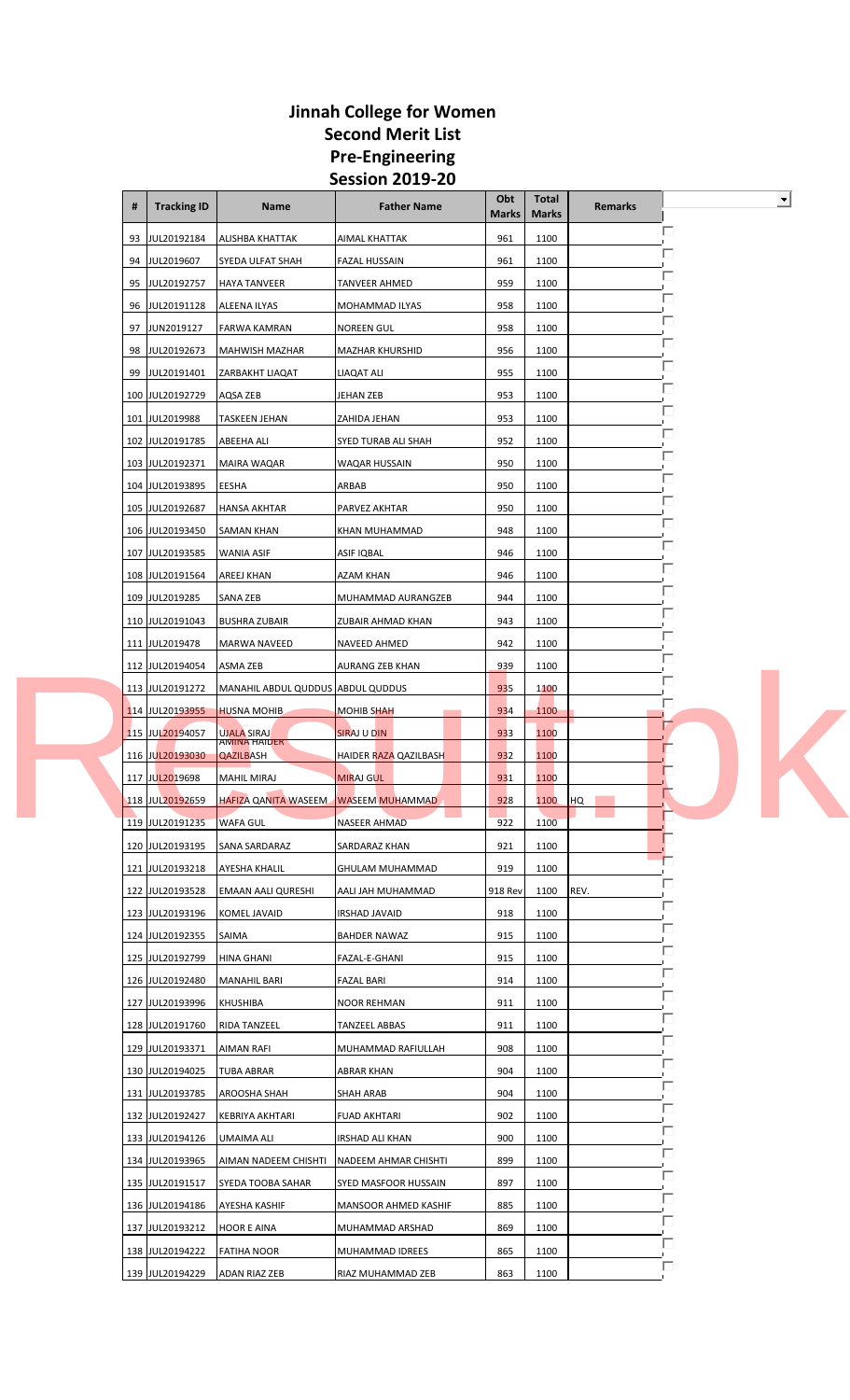# Jinnah College for Women
## Second Merit List
## Pre-Engineering
## Session 2019-20

| # | Tracking ID | Name | Father Name | Obt Marks | Total Marks | Remarks |
|---|---|---|---|---|---|---|
| 93 | JUL20192184 | ALISHBA KHATTAK | AIMAL KHATTAK | 961 | 1100 | |
| 94 | JUL2019607 | SYEDA ULFAT SHAH | FAZAL HUSSAIN | 961 | 1100 | |
| 95 | JUL20192757 | HAYA TANVEER | TANVEER AHMED | 959 | 1100 | |
| 96 | JUL20191128 | ALEENA ILYAS | MOHAMMAD ILYAS | 958 | 1100 | |
| 97 | JUN2019127 | FARWA KAMRAN | NOREEN GUL | 958 | 1100 | |
| 98 | JUL20192673 | MAHWISH MAZHAR | MAZHAR KHURSHID | 956 | 1100 | |
| 99 | JUL20191401 | ZARBAKHT LIAQAT | LIAQAT ALI | 955 | 1100 | |
| 100 | JUL20192729 | AQSA ZEB | JEHAN ZEB | 953 | 1100 | |
| 101 | JUL2019988 | TASKEEN JEHAN | ZAHIDA JEHAN | 953 | 1100 | |
| 102 | JUL20191785 | ABEEHA ALI | SYED TURAB ALI SHAH | 952 | 1100 | |
| 103 | JUL20192371 | MAIRA WAQAR | WAQAR HUSSAIN | 950 | 1100 | |
| 104 | JUL20193895 | EESHA | ARBAB | 950 | 1100 | |
| 105 | JUL20192687 | HANSA AKHTAR | PARVEZ AKHTAR | 950 | 1100 | |
| 106 | JUL20193450 | SAMAN KHAN | KHAN MUHAMMAD | 948 | 1100 | |
| 107 | JUL20193585 | WANIA ASIF | ASIF IQBAL | 946 | 1100 | |
| 108 | JUL20191564 | AREEJ KHAN | AZAM KHAN | 946 | 1100 | |
| 109 | JUL2019285 | SANA ZEB | MUHAMMAD AURANGZEB | 944 | 1100 | |
| 110 | JUL20191043 | BUSHRA ZUBAIR | ZUBAIR AHMAD KHAN | 943 | 1100 | |
| 111 | JUL2019478 | MARWA NAVEED | NAVEED AHMED | 942 | 1100 | |
| 112 | JUL20194054 | ASMA ZEB | AURANG ZEB KHAN | 939 | 1100 | |
| 113 | JUL20191272 | MANAHIL ABDUL QUDDUS | ABDUL QUDDUS | 935 | 1100 | |
| 114 | JUL20193955 | HUSNA MOHIB | MOHIB SHAH | 934 | 1100 | |
| 115 | JUL20194057 | UJALA SIRAJ | SIRAJ U DIN | 933 | 1100 | |
| 116 | JUL20193030 | AMINA HAIDER QAZILBASH | HAIDER RAZA QAZILBASH | 932 | 1100 | |
| 117 | JUL2019698 | MAHIL MIRAJ | MIRAJ GUL | 931 | 1100 | |
| 118 | JUL20192659 | HAFIZA QANITA WASEEM | WASEEM MUHAMMAD | 928 | 1100 | HQ |
| 119 | JUL20191235 | WAFA GUL | NASEER AHMAD | 922 | 1100 | |
| 120 | JUL20193195 | SANA SARDARAZ | SARDARAZ KHAN | 921 | 1100 | |
| 121 | JUL20193218 | AYESHA KHALIL | GHULAM MUHAMMAD | 919 | 1100 | |
| 122 | JUL20193528 | EMAAN AALI QURESHI | AALI JAH MUHAMMAD | 918 Rev | 1100 | REV. |
| 123 | JUL20193196 | KOMEL JAVAID | IRSHAD JAVAID | 918 | 1100 | |
| 124 | JUL20192355 | SAIMA | BAHDER NAWAZ | 915 | 1100 | |
| 125 | JUL20192799 | HINA GHANI | FAZAL-E-GHANI | 915 | 1100 | |
| 126 | JUL20192480 | MANAHIL BARI | FAZAL BARI | 914 | 1100 | |
| 127 | JUL20193996 | KHUSHIBA | NOOR REHMAN | 911 | 1100 | |
| 128 | JUL20191760 | RIDA TANZEEL | TANZEEL ABBAS | 911 | 1100 | |
| 129 | JUL20193371 | AIMAN RAFI | MUHAMMAD RAFIULLAH | 908 | 1100 | |
| 130 | JUL20194025 | TUBA ABRAR | ABRAR KHAN | 904 | 1100 | |
| 131 | JUL20193785 | AROOSHA SHAH | SHAH ARAB | 904 | 1100 | |
| 132 | JUL20192427 | KEBRIYA AKHTARI | FUAD AKHTARI | 902 | 1100 | |
| 133 | JUL20194126 | UMAIMA ALI | IRSHAD ALI KHAN | 900 | 1100 | |
| 134 | JUL20193965 | AIMAN NADEEM CHISHTI | NADEEM AHMAR CHISHTI | 899 | 1100 | |
| 135 | JUL20191517 | SYEDA TOOBA SAHAR | SYED MASFOOR HUSSAIN | 897 | 1100 | |
| 136 | JUL20194186 | AYESHA KASHIF | MANSOOR AHMED KASHIF | 885 | 1100 | |
| 137 | JUL20193212 | HOOR E AINA | MUHAMMAD ARSHAD | 869 | 1100 | |
| 138 | JUL20194222 | FATIHA NOOR | MUHAMMAD IDREES | 865 | 1100 | |
| 139 | JUL20194229 | ADAN RIAZ ZEB | RIAZ MUHAMMAD ZEB | 863 | 1100 | |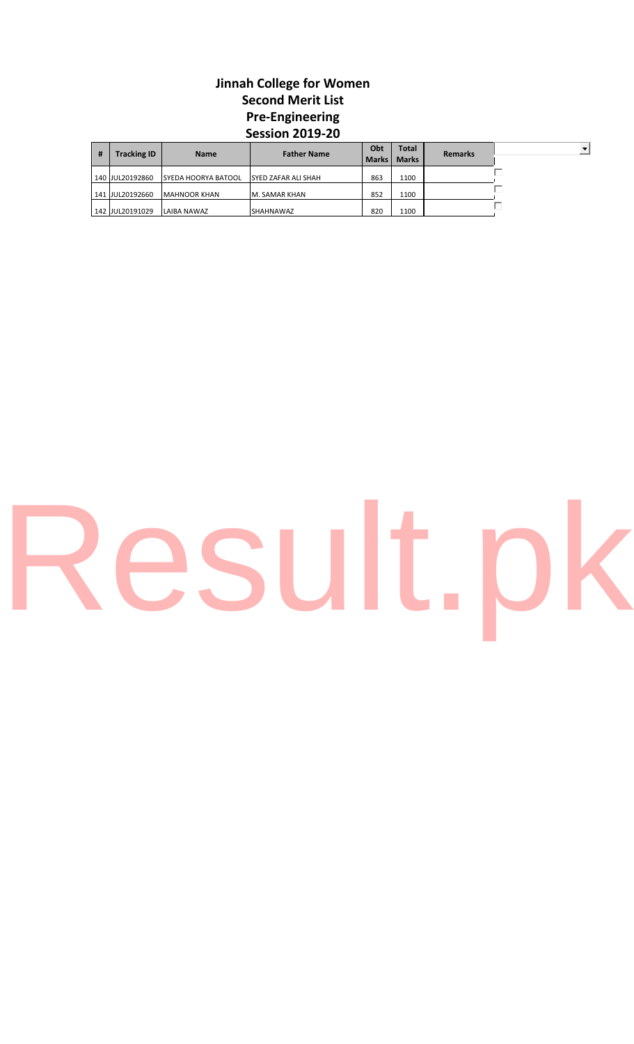# Jinnah College for Women
## Second Merit List
## Pre-Engineering
## Session 2019-20

| # | Tracking ID | Name | Father Name | Obt Marks | Total Marks | Remarks |
|---|---|---|---|---|---|---|
| 140 | JUL20192860 | SYEDA HOORYA BATOOL | SYED ZAFAR ALI SHAH | 863 | 1100 | |
| 141 | JUL20192660 | MAHNOOR KHAN | M. SAMAR KHAN | 852 | 1100 | |
| 142 | JUL20191029 | LAIBA NAWAZ | SHAHNAWAZ | 820 | 1100 | |